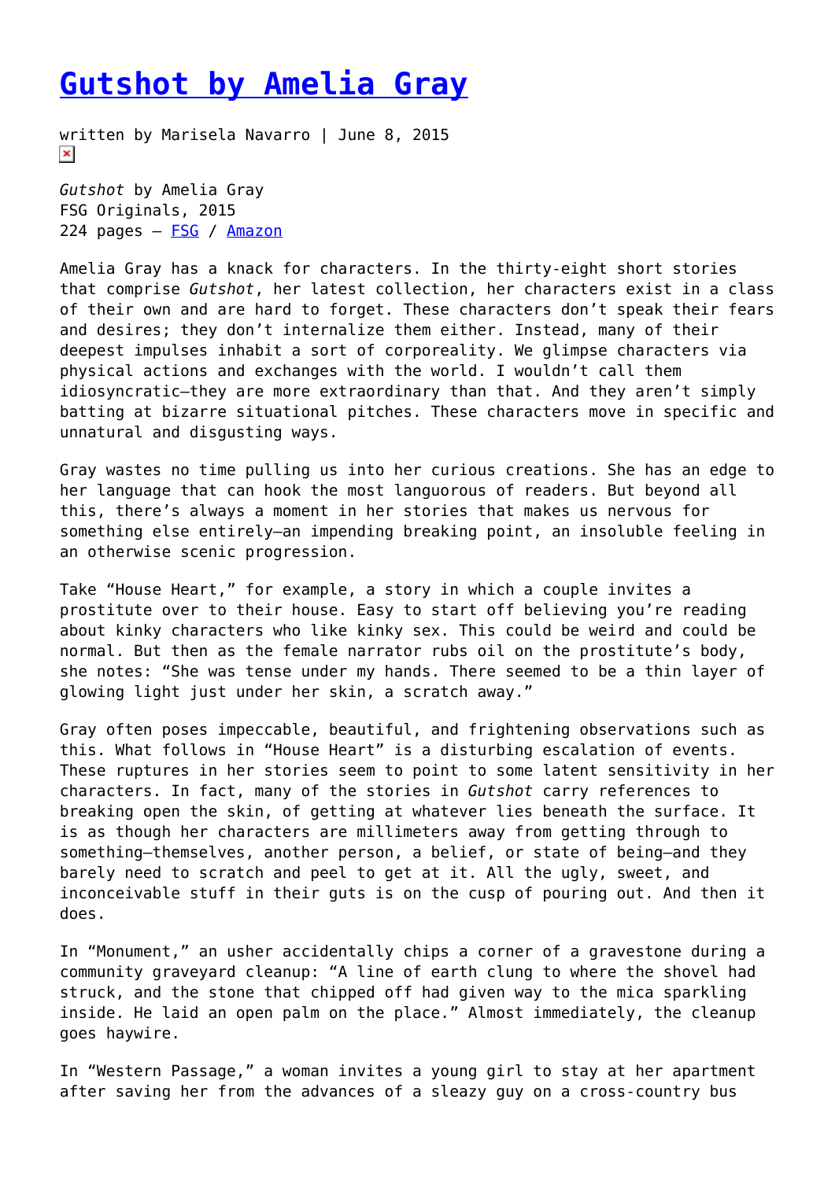# Gutshot by Amelia Gray

written by Marisela Navarro | June 8, 2015

*Gutshot* by Amelia Gray
FSG Originals, 2015
224 pages – FSG / Amazon

Amelia Gray has a knack for characters. In the thirty-eight short stories that comprise *Gutshot*, her latest collection, her characters exist in a class of their own and are hard to forget. These characters don't speak their fears and desires; they don't internalize them either. Instead, many of their deepest impulses inhabit a sort of corporeality. We glimpse characters via physical actions and exchanges with the world. I wouldn't call them idiosyncratic—they are more extraordinary than that. And they aren't simply batting at bizarre situational pitches. These characters move in specific and unnatural and disgusting ways.

Gray wastes no time pulling us into her curious creations. She has an edge to her language that can hook the most languorous of readers. But beyond all this, there's always a moment in her stories that makes us nervous for something else entirely—an impending breaking point, an insoluble feeling in an otherwise scenic progression.

Take "House Heart," for example, a story in which a couple invites a prostitute over to their house. Easy to start off believing you're reading about kinky characters who like kinky sex. This could be weird and could be normal. But then as the female narrator rubs oil on the prostitute's body, she notes: "She was tense under my hands. There seemed to be a thin layer of glowing light just under her skin, a scratch away."

Gray often poses impeccable, beautiful, and frightening observations such as this. What follows in "House Heart" is a disturbing escalation of events. These ruptures in her stories seem to point to some latent sensitivity in her characters. In fact, many of the stories in *Gutshot* carry references to breaking open the skin, of getting at whatever lies beneath the surface. It is as though her characters are millimeters away from getting through to something—themselves, another person, a belief, or state of being—and they barely need to scratch and peel to get at it. All the ugly, sweet, and inconceivable stuff in their guts is on the cusp of pouring out. And then it does.

In "Monument," an usher accidentally chips a corner of a gravestone during a community graveyard cleanup: "A line of earth clung to where the shovel had struck, and the stone that chipped off had given way to the mica sparkling inside. He laid an open palm on the place." Almost immediately, the cleanup goes haywire.

In "Western Passage," a woman invites a young girl to stay at her apartment after saving her from the advances of a sleazy guy on a cross-country bus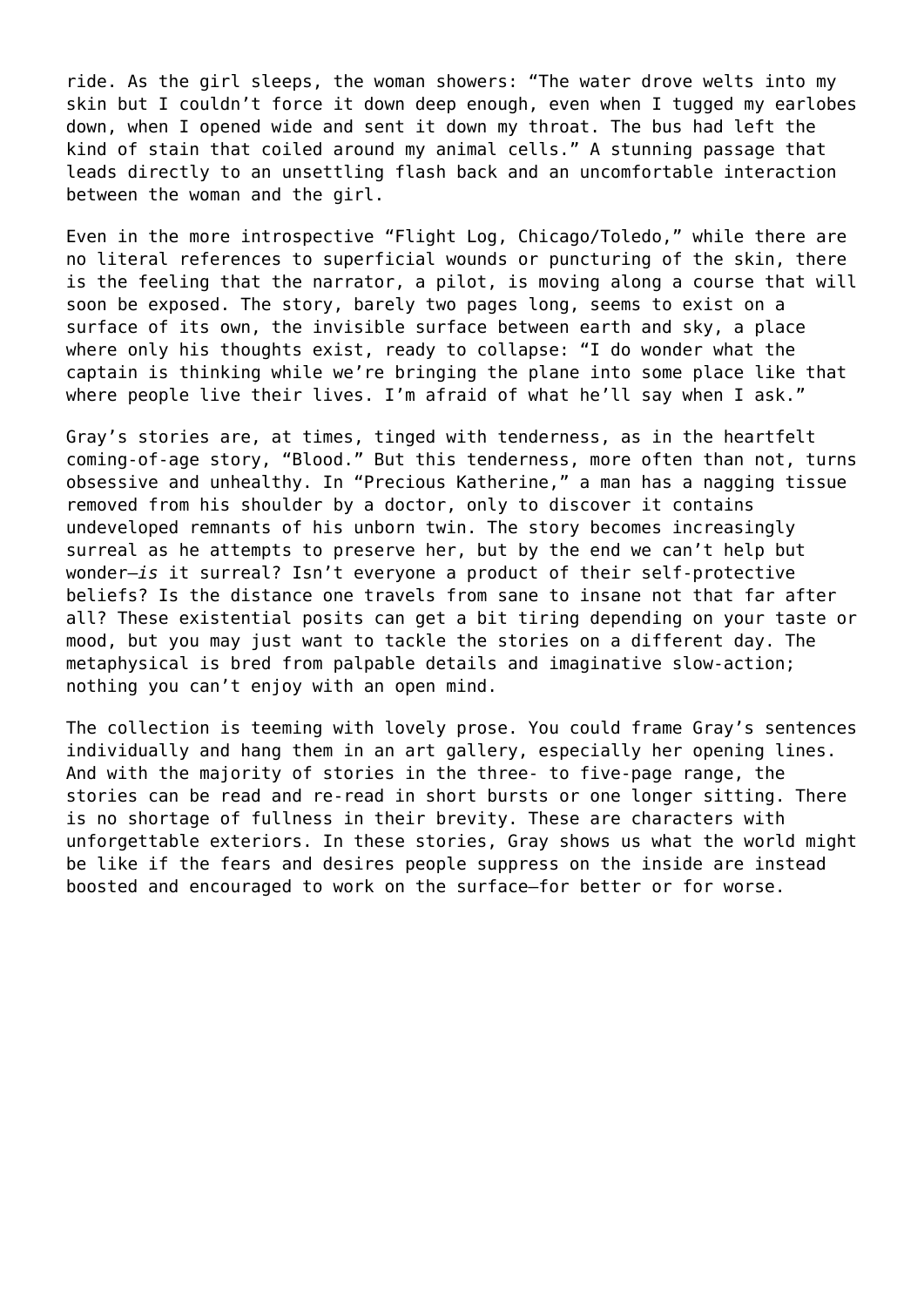ride. As the girl sleeps, the woman showers: “The water drove welts into my skin but I couldn’t force it down deep enough, even when I tugged my earlobes down, when I opened wide and sent it down my throat. The bus had left the kind of stain that coiled around my animal cells.” A stunning passage that leads directly to an unsettling flash back and an uncomfortable interaction between the woman and the girl.

Even in the more introspective “Flight Log, Chicago/Toledo,” while there are no literal references to superficial wounds or puncturing of the skin, there is the feeling that the narrator, a pilot, is moving along a course that will soon be exposed. The story, barely two pages long, seems to exist on a surface of its own, the invisible surface between earth and sky, a place where only his thoughts exist, ready to collapse: “I do wonder what the captain is thinking while we’re bringing the plane into some place like that where people live their lives. I’m afraid of what he’ll say when I ask.”

Gray’s stories are, at times, tinged with tenderness, as in the heartfelt coming-of-age story, “Blood.” But this tenderness, more often than not, turns obsessive and unhealthy. In “Precious Katherine,” a man has a nagging tissue removed from his shoulder by a doctor, only to discover it contains undeveloped remnants of his unborn twin. The story becomes increasingly surreal as he attempts to preserve her, but by the end we can’t help but wonder—*is* it surreal? Isn’t everyone a product of their self-protective beliefs? Is the distance one travels from sane to insane not that far after all? These existential posits can get a bit tiring depending on your taste or mood, but you may just want to tackle the stories on a different day. The metaphysical is bred from palpable details and imaginative slow-action; nothing you can’t enjoy with an open mind.

The collection is teeming with lovely prose. You could frame Gray’s sentences individually and hang them in an art gallery, especially her opening lines. And with the majority of stories in the three- to five-page range, the stories can be read and re-read in short bursts or one longer sitting. There is no shortage of fullness in their brevity. These are characters with unforgettable exteriors. In these stories, Gray shows us what the world might be like if the fears and desires people suppress on the inside are instead boosted and encouraged to work on the surface—for better or for worse.